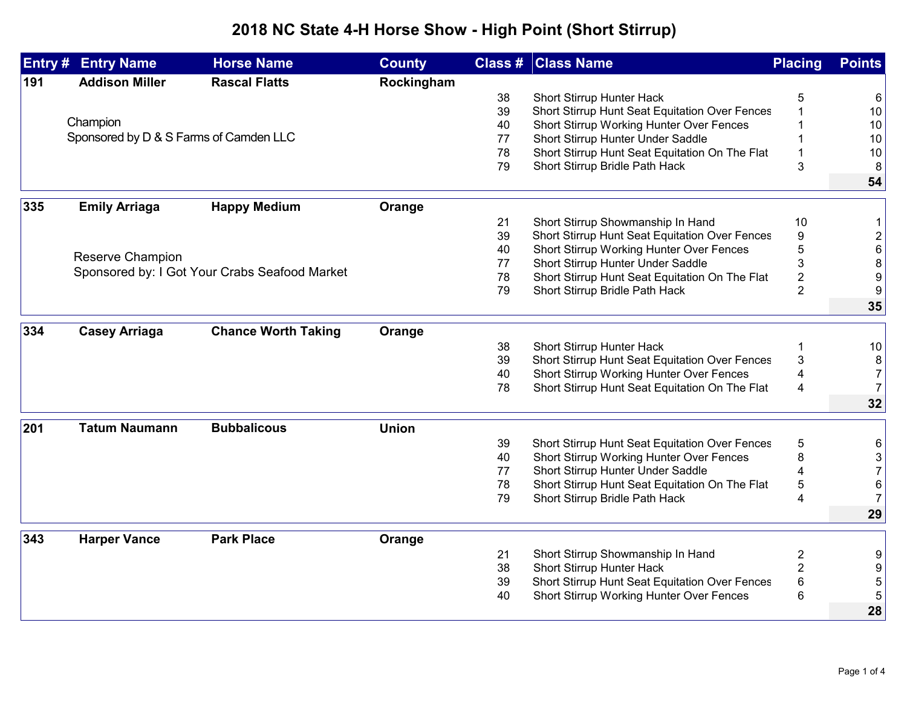# 2018 NC State 4-H Horse Show - High Point (Short Stirrup)

| Entry # | Entry Name | Horse Name | County | Class # | Class Name | Placing | Points |
|---|---|---|---|---|---|---|---|
| 191 | Addison Miller | Rascal Flatts | Rockingham | | | | |
| | | | | 38 | Short Stirrup Hunter Hack | 5 | 6 |
| | Champion | | | 39 | Short Stirrup Hunt Seat Equitation Over Fences | 1 | 10 |
| | Sponsored by D & S Farms of Camden LLC | | | 40 | Short Stirrup Working Hunter Over Fences | 1 | 10 |
| | | | | 77 | Short Stirrup Hunter Under Saddle | 1 | 10 |
| | | | | 78 | Short Stirrup Hunt Seat Equitation On The Flat | 1 | 10 |
| | | | | 79 | Short Stirrup Bridle Path Hack | 3 | 8 |
| | | | | | | | **54** |
| 335 | Emily Arriaga | Happy Medium | Orange | | | | |
| | | | | 21 | Short Stirrup Showmanship In Hand | 10 | 1 |
| | | | | 39 | Short Stirrup Hunt Seat Equitation Over Fences | 9 | 2 |
| | Reserve Champion | | | 40 | Short Stirrup Working Hunter Over Fences | 5 | 6 |
| | Sponsored by: I Got Your Crabs Seafood Market | | | 77 | Short Stirrup Hunter Under Saddle | 3 | 8 |
| | | | | 78 | Short Stirrup Hunt Seat Equitation On The Flat | 2 | 9 |
| | | | | 79 | Short Stirrup Bridle Path Hack | 2 | 9 |
| | | | | | | | **35** |
| 334 | Casey Arriaga | Chance Worth Taking | Orange | | | | |
| | | | | 38 | Short Stirrup Hunter Hack | 1 | 10 |
| | | | | 39 | Short Stirrup Hunt Seat Equitation Over Fences | 3 | 8 |
| | | | | 40 | Short Stirrup Working Hunter Over Fences | 4 | 7 |
| | | | | 78 | Short Stirrup Hunt Seat Equitation On The Flat | 4 | 7 |
| | | | | | | | **32** |
| 201 | Tatum Naumann | Bubbalicous | Union | | | | |
| | | | | 39 | Short Stirrup Hunt Seat Equitation Over Fences | 5 | 6 |
| | | | | 40 | Short Stirrup Working Hunter Over Fences | 8 | 3 |
| | | | | 77 | Short Stirrup Hunter Under Saddle | 4 | 7 |
| | | | | 78 | Short Stirrup Hunt Seat Equitation On The Flat | 5 | 6 |
| | | | | 79 | Short Stirrup Bridle Path Hack | 4 | 7 |
| | | | | | | | **29** |
| 343 | Harper Vance | Park Place | Orange | | | | |
| | | | | 21 | Short Stirrup Showmanship In Hand | 2 | 9 |
| | | | | 38 | Short Stirrup Hunter Hack | 2 | 9 |
| | | | | 39 | Short Stirrup Hunt Seat Equitation Over Fences | 6 | 5 |
| | | | | 40 | Short Stirrup Working Hunter Over Fences | 6 | 5 |
| | | | | | | | **28** |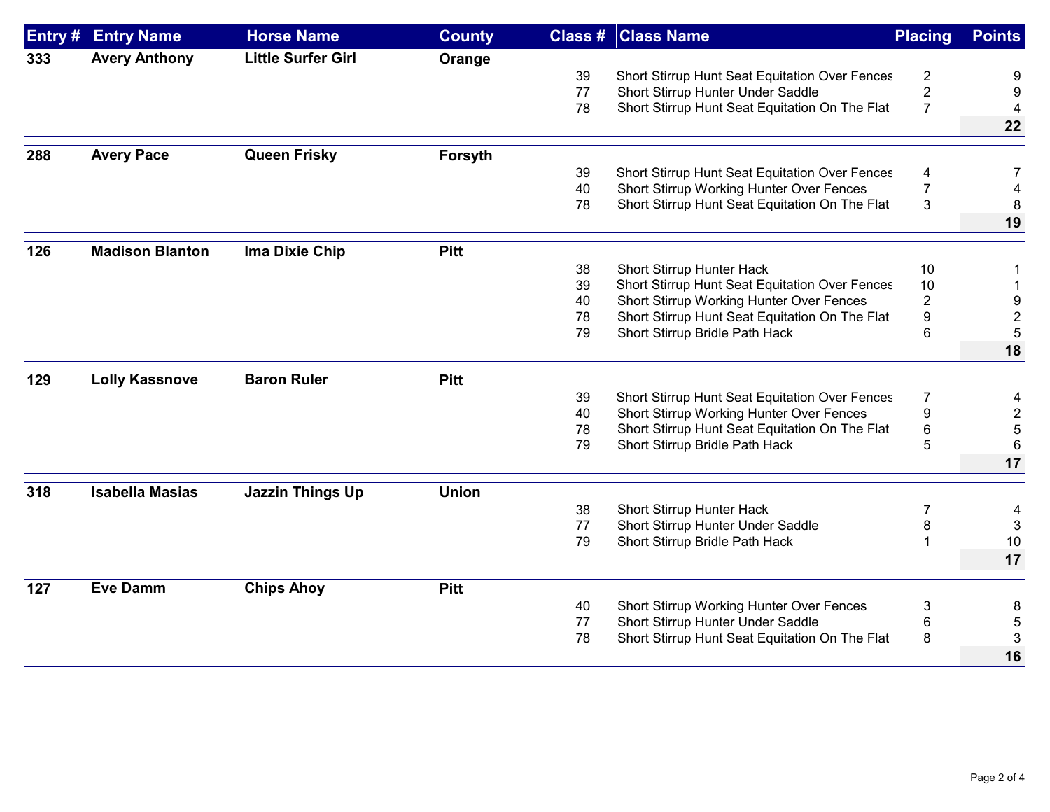| Entry # | Entry Name | Horse Name | County | Class # | Class Name | Placing | Points |
|---|---|---|---|---|---|---|---|
| 333 | Avery Anthony | Little Surfer Girl | Orange | | | | |
| | | | | 39 | Short Stirrup Hunt Seat Equitation Over Fences | 2 | 9 |
| | | | | 77 | Short Stirrup Hunter Under Saddle | 2 | 9 |
| | | | | 78 | Short Stirrup Hunt Seat Equitation On The Flat | 7 | 4 |
| | | | | | | | **22** |
| 288 | Avery Pace | Queen Frisky | Forsyth | | | | |
| | | | | 39 | Short Stirrup Hunt Seat Equitation Over Fences | 4 | 7 |
| | | | | 40 | Short Stirrup Working Hunter Over Fences | 7 | 4 |
| | | | | 78 | Short Stirrup Hunt Seat Equitation On The Flat | 3 | 8 |
| | | | | | | | **19** |
| 126 | Madison Blanton | Ima Dixie Chip | Pitt | | | | |
| | | | | 38 | Short Stirrup Hunter Hack | 10 | 1 |
| | | | | 39 | Short Stirrup Hunt Seat Equitation Over Fences | 10 | 1 |
| | | | | 40 | Short Stirrup Working Hunter Over Fences | 2 | 9 |
| | | | | 78 | Short Stirrup Hunt Seat Equitation On The Flat | 9 | 2 |
| | | | | 79 | Short Stirrup Bridle Path Hack | 6 | 5 |
| | | | | | | | **18** |
| 129 | Lolly Kassnove | Baron Ruler | Pitt | | | | |
| | | | | 39 | Short Stirrup Hunt Seat Equitation Over Fences | 7 | 4 |
| | | | | 40 | Short Stirrup Working Hunter Over Fences | 9 | 2 |
| | | | | 78 | Short Stirrup Hunt Seat Equitation On The Flat | 6 | 5 |
| | | | | 79 | Short Stirrup Bridle Path Hack | 5 | 6 |
| | | | | | | | **17** |
| 318 | Isabella Masias | Jazzin Things Up | Union | | | | |
| | | | | 38 | Short Stirrup Hunter Hack | 7 | 4 |
| | | | | 77 | Short Stirrup Hunter Under Saddle | 8 | 3 |
| | | | | 79 | Short Stirrup Bridle Path Hack | 1 | 10 |
| | | | | | | | **17** |
| 127 | Eve Damm | Chips Ahoy | Pitt | | | | |
| | | | | 40 | Short Stirrup Working Hunter Over Fences | 3 | 8 |
| | | | | 77 | Short Stirrup Hunter Under Saddle | 6 | 5 |
| | | | | 78 | Short Stirrup Hunt Seat Equitation On The Flat | 8 | 3 |
| | | | | | | | **16** |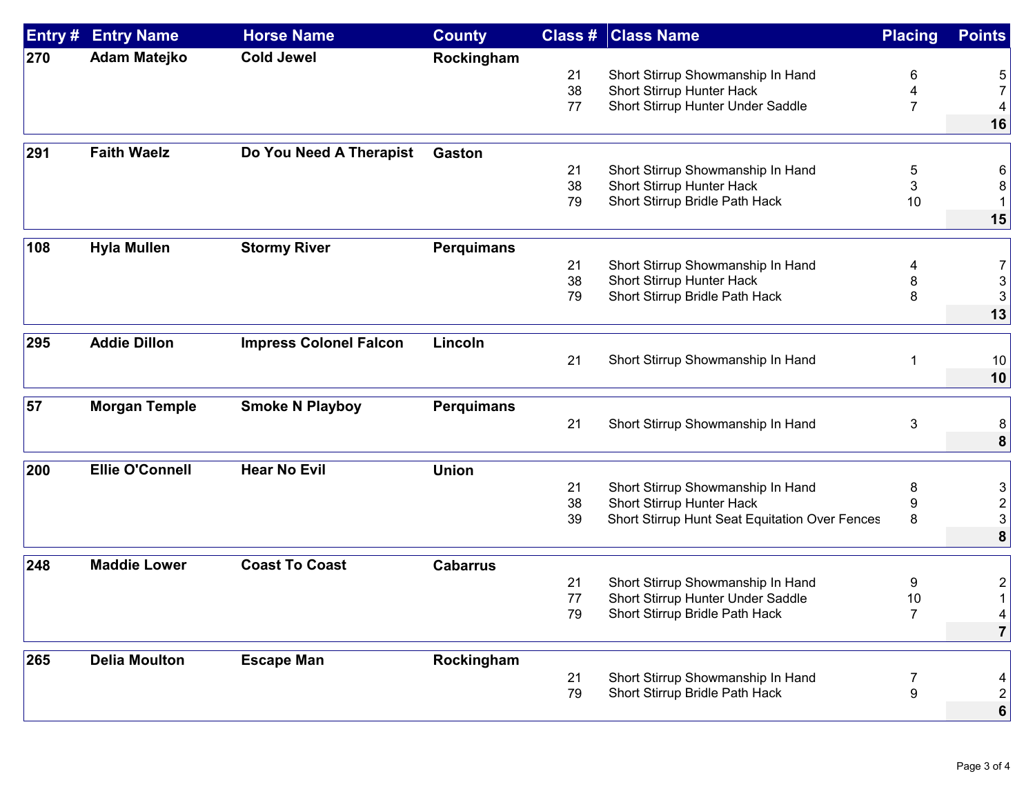| Entry # | Entry Name | Horse Name | County | Class # | Class Name | Placing | Points |
|---|---|---|---|---|---|---|---|
| **270** | **Adam Matejko** | **Cold Jewel** | **Rockingham** | | | | |
| | | | | 21 | Short Stirrup Showmanship In Hand | 6 | 5 |
| | | | | 38 | Short Stirrup Hunter Hack | 4 | 7 |
| | | | | 77 | Short Stirrup Hunter Under Saddle | 7 | 4 |
| | | | | | | | **16** |
| **291** | **Faith Waelz** | **Do You Need A Therapist** | **Gaston** | | | | |
| | | | | 21 | Short Stirrup Showmanship In Hand | 5 | 6 |
| | | | | 38 | Short Stirrup Hunter Hack | 3 | 8 |
| | | | | 79 | Short Stirrup Bridle Path Hack | 10 | 1 |
| | | | | | | | **15** |
| **108** | **Hyla Mullen** | **Stormy River** | **Perquimans** | | | | |
| | | | | 21 | Short Stirrup Showmanship In Hand | 4 | 7 |
| | | | | 38 | Short Stirrup Hunter Hack | 8 | 3 |
| | | | | 79 | Short Stirrup Bridle Path Hack | 8 | 3 |
| | | | | | | | **13** |
| **295** | **Addie Dillon** | **Impress Colonel Falcon** | **Lincoln** | | | | |
| | | | | 21 | Short Stirrup Showmanship In Hand | 1 | 10 |
| | | | | | | | **10** |
| **57** | **Morgan Temple** | **Smoke N Playboy** | **Perquimans** | | | | |
| | | | | 21 | Short Stirrup Showmanship In Hand | 3 | 8 |
| | | | | | | | **8** |
| **200** | **Ellie O'Connell** | **Hear No Evil** | **Union** | | | | |
| | | | | 21 | Short Stirrup Showmanship In Hand | 8 | 3 |
| | | | | 38 | Short Stirrup Hunter Hack | 9 | 2 |
| | | | | 39 | Short Stirrup Hunt Seat Equitation Over Fences | 8 | 3 |
| | | | | | | | **8** |
| **248** | **Maddie Lower** | **Coast To Coast** | **Cabarrus** | | | | |
| | | | | 21 | Short Stirrup Showmanship In Hand | 9 | 2 |
| | | | | 77 | Short Stirrup Hunter Under Saddle | 10 | 1 |
| | | | | 79 | Short Stirrup Bridle Path Hack | 7 | 4 |
| | | | | | | | **7** |
| **265** | **Delia Moulton** | **Escape Man** | **Rockingham** | | | | |
| | | | | 21 | Short Stirrup Showmanship In Hand | 7 | 4 |
| | | | | 79 | Short Stirrup Bridle Path Hack | 9 | 2 |
| | | | | | | | **6** |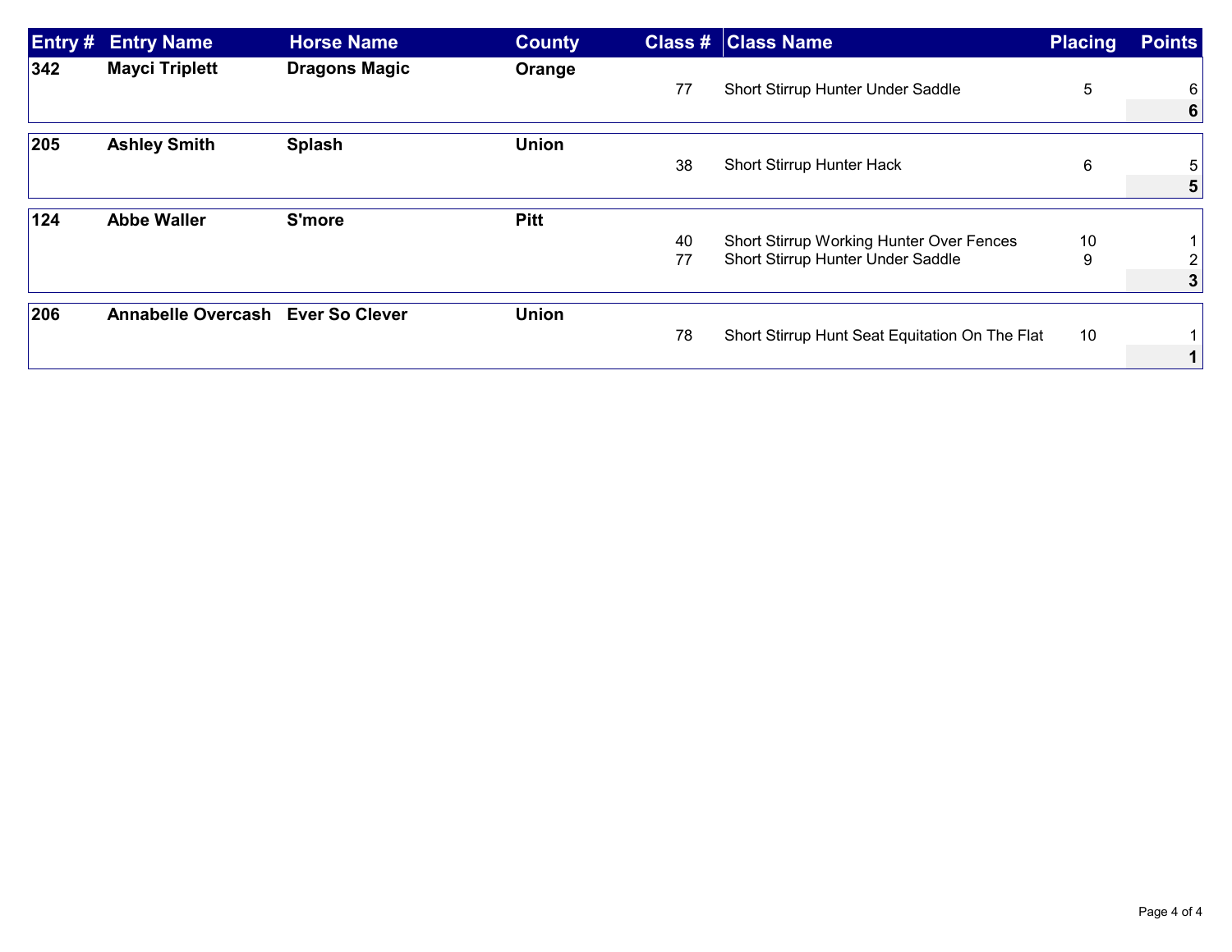| Entry # | Entry Name | Horse Name | County | Class # | Class Name | Placing | Points |
|---|---|---|---|---|---|---|---|
| **342** | **Mayci Triplett** | **Dragons Magic** | **Orange** | | | | |
| | | | | 77 | Short Stirrup Hunter Under Saddle | 5 | 6 |
| | | | | | | | **6** |
| **205** | **Ashley Smith** | **Splash** | **Union** | | | | |
| | | | | 38 | Short Stirrup Hunter Hack | 6 | 5 |
| | | | | | | | **5** |
| **124** | **Abbe Waller** | **S'more** | **Pitt** | | | | |
| | | | | 40 | Short Stirrup Working Hunter Over Fences | 10 | 1 |
| | | | | 77 | Short Stirrup Hunter Under Saddle | 9 | 2 |
| | | | | | | | **3** |
| **206** | **Annabelle Overcash** | **Ever So Clever** | **Union** | | | | |
| | | | | 78 | Short Stirrup Hunt Seat Equitation On The Flat | 10 | 1 |
| | | | | | | | **1** |